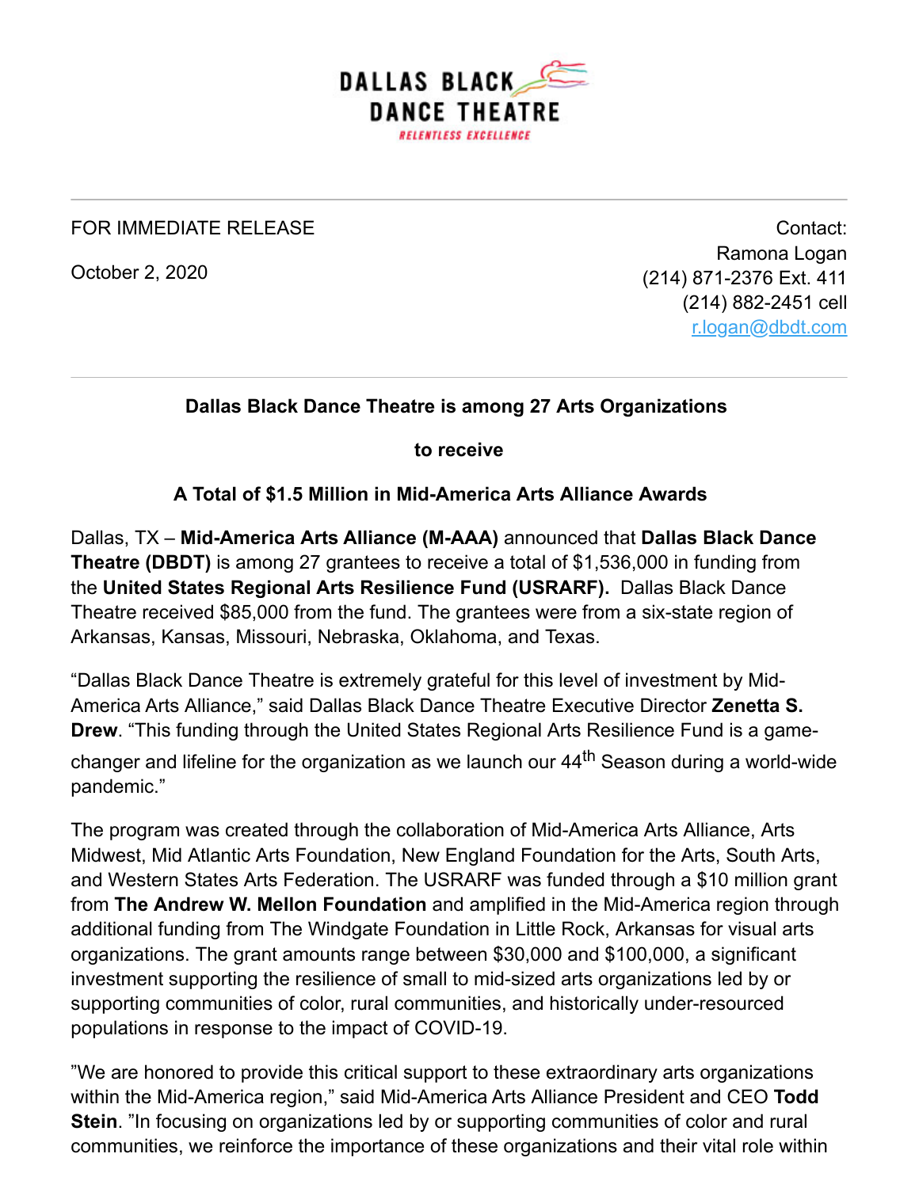DALLAS BLACK DANCE THEATRE

RELENTLESS EXCELLENCE

FOR IMMEDIATE RELEASE

October 2, 2020

Contact:
Ramona Logan
(214) 871-2376 Ext. 411
(214) 882-2451 cell
r.logan@dbdt.com

**Dallas Black Dance Theatre is among 27 Arts Organizations**

**to receive**

**A Total of $1.5 Million in Mid-America Arts Alliance Awards**

Dallas, TX – **Mid-America Arts Alliance (M-AAA)** announced that **Dallas Black Dance Theatre (DBDT)** is among 27 grantees to receive a total of $1,536,000 in funding from the **United States Regional Arts Resilience Fund (USRARF).** Dallas Black Dance Theatre received $85,000 from the fund. The grantees were from a six-state region of Arkansas, Kansas, Missouri, Nebraska, Oklahoma, and Texas.

"Dallas Black Dance Theatre is extremely grateful for this level of investment by Mid-America Arts Alliance," said Dallas Black Dance Theatre Executive Director **Zenetta S. Drew**. "This funding through the United States Regional Arts Resilience Fund is a game-changer and lifeline for the organization as we launch our 44th Season during a world-wide pandemic."

The program was created through the collaboration of Mid-America Arts Alliance, Arts Midwest, Mid Atlantic Arts Foundation, New England Foundation for the Arts, South Arts, and Western States Arts Federation. The USRARF was funded through a $10 million grant from **The Andrew W. Mellon Foundation** and amplified in the Mid-America region through additional funding from The Windgate Foundation in Little Rock, Arkansas for visual arts organizations. The grant amounts range between $30,000 and $100,000, a significant investment supporting the resilience of small to mid-sized arts organizations led by or supporting communities of color, rural communities, and historically under-resourced populations in response to the impact of COVID-19.

"We are honored to provide this critical support to these extraordinary arts organizations within the Mid-America region," said Mid-America Arts Alliance President and CEO **Todd Stein**. "In focusing on organizations led by or supporting communities of color and rural communities, we reinforce the importance of these organizations and their vital role within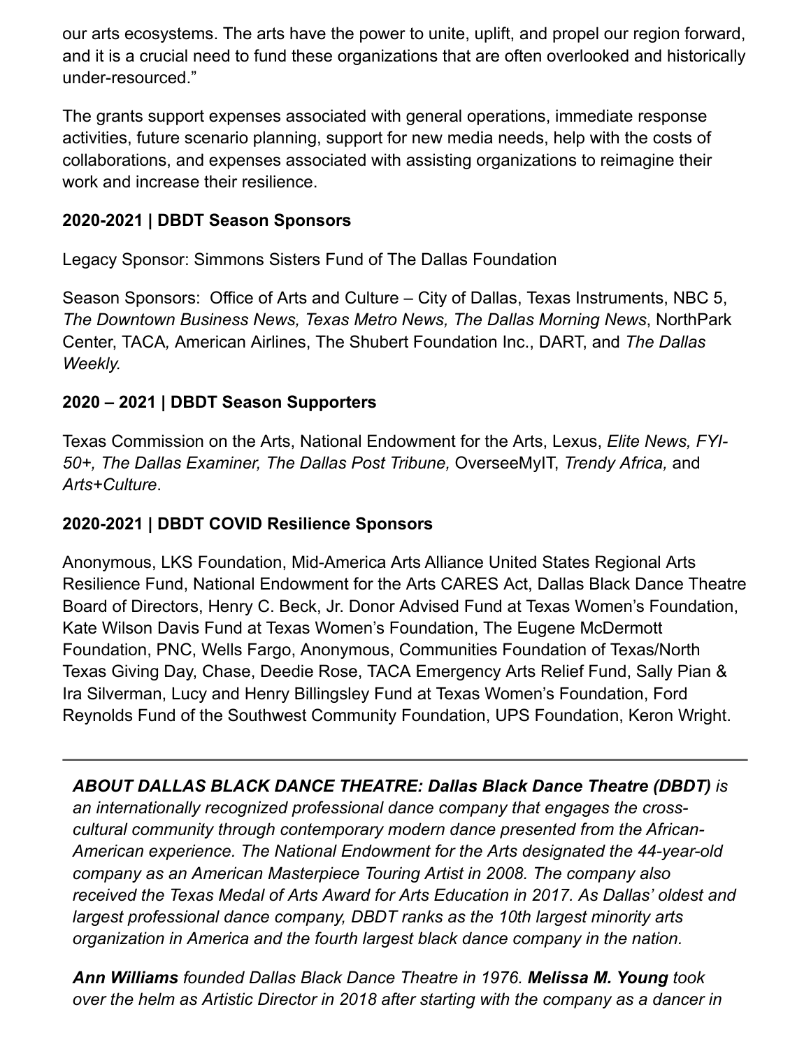our arts ecosystems. The arts have the power to unite, uplift, and propel our region forward, and it is a crucial need to fund these organizations that are often overlooked and historically under-resourced."

The grants support expenses associated with general operations, immediate response activities, future scenario planning, support for new media needs, help with the costs of collaborations, and expenses associated with assisting organizations to reimagine their work and increase their resilience.

**2020-2021 | DBDT Season Sponsors**

Legacy Sponsor: Simmons Sisters Fund of The Dallas Foundation

Season Sponsors: Office of Arts and Culture – City of Dallas, Texas Instruments, NBC 5, *The Downtown Business News, Texas Metro News, The Dallas Morning News*, NorthPark Center, TACA*,* American Airlines, The Shubert Foundation Inc., DART, and *The Dallas Weekly.*

**2020 – 2021 | DBDT Season Supporters**

Texas Commission on the Arts, National Endowment for the Arts, Lexus, *Elite News, FYI-50+, The Dallas Examiner, The Dallas Post Tribune,* OverseeMyIT, *Trendy Africa,* and *Arts+Culture*.

**2020-2021 | DBDT COVID Resilience Sponsors**

Anonymous, LKS Foundation, Mid-America Arts Alliance United States Regional Arts Resilience Fund, National Endowment for the Arts CARES Act, Dallas Black Dance Theatre Board of Directors, Henry C. Beck, Jr. Donor Advised Fund at Texas Women's Foundation, Kate Wilson Davis Fund at Texas Women's Foundation, The Eugene McDermott Foundation, PNC, Wells Fargo, Anonymous, Communities Foundation of Texas/North Texas Giving Day, Chase, Deedie Rose, TACA Emergency Arts Relief Fund, Sally Pian & Ira Silverman, Lucy and Henry Billingsley Fund at Texas Women's Foundation, Ford Reynolds Fund of the Southwest Community Foundation, UPS Foundation, Keron Wright.

---

***ABOUT DALLAS BLACK DANCE THEATRE: Dallas Black Dance Theatre (DBDT)** is an internationally recognized professional dance company that engages the cross-cultural community through contemporary modern dance presented from the African-American experience. The National Endowment for the Arts designated the 44-year-old company as an American Masterpiece Touring Artist in 2008. The company also received the Texas Medal of Arts Award for Arts Education in 2017. As Dallas' oldest and largest professional dance company, DBDT ranks as the 10th largest minority arts organization in America and the fourth largest black dance company in the nation.*

***Ann Williams** founded Dallas Black Dance Theatre in 1976. **Melissa M. Young** took over the helm as Artistic Director in 2018 after starting with the company as a dancer in*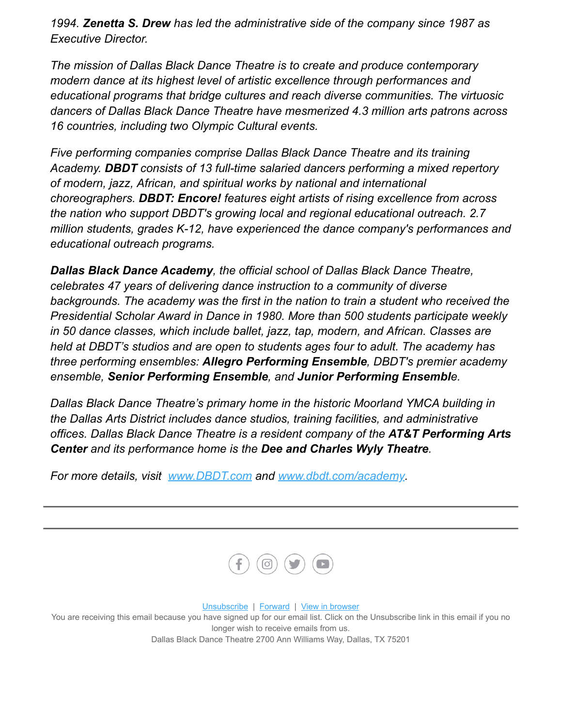*1994. **Zenetta S. Drew** has led the administrative side of the company since 1987 as Executive Director.*

*The mission of Dallas Black Dance Theatre is to create and produce contemporary modern dance at its highest level of artistic excellence through performances and educational programs that bridge cultures and reach diverse communities. The virtuosic dancers of Dallas Black Dance Theatre have mesmerized 4.3 million arts patrons across 16 countries, including two Olympic Cultural events.*

*Five performing companies comprise Dallas Black Dance Theatre and its training Academy. **DBDT** consists of 13 full-time salaried dancers performing a mixed repertory of modern, jazz, African, and spiritual works by national and international choreographers. **DBDT: Encore!** features eight artists of rising excellence from across the nation who support DBDT's growing local and regional educational outreach. 2.7 million students, grades K-12, have experienced the dance company's performances and educational outreach programs.*

***Dallas Black Dance Academy**, the official school of Dallas Black Dance Theatre, celebrates 47 years of delivering dance instruction to a community of diverse backgrounds. The academy was the first in the nation to train a student who received the Presidential Scholar Award in Dance in 1980. More than 500 students participate weekly in 50 dance classes, which include ballet, jazz, tap, modern, and African. Classes are held at DBDT's studios and are open to students ages four to adult. The academy has three performing ensembles: **Allegro Performing Ensemble**, DBDT's premier academy ensemble, **Senior Performing Ensemble**, and **Junior Performing Ensembl**e.*

*Dallas Black Dance Theatre's primary home in the historic Moorland YMCA building in the Dallas Arts District includes dance studios, training facilities, and administrative offices. Dallas Black Dance Theatre is a resident company of the **AT&T Performing Arts Center** and its performance home is the **Dee and Charles Wyly Theatre**.*

*For more details, visit [www.DBDT.com](http://www.DBDT.com) and [www.dbdt.com/academy](http://www.dbdt.com/academy).*

---

---

Unsubscribe | Forward | View in browser

You are receiving this email because you have signed up for our email list. Click on the Unsubscribe link in this email if you no longer wish to receive emails from us.

Dallas Black Dance Theatre 2700 Ann Williams Way, Dallas, TX 75201